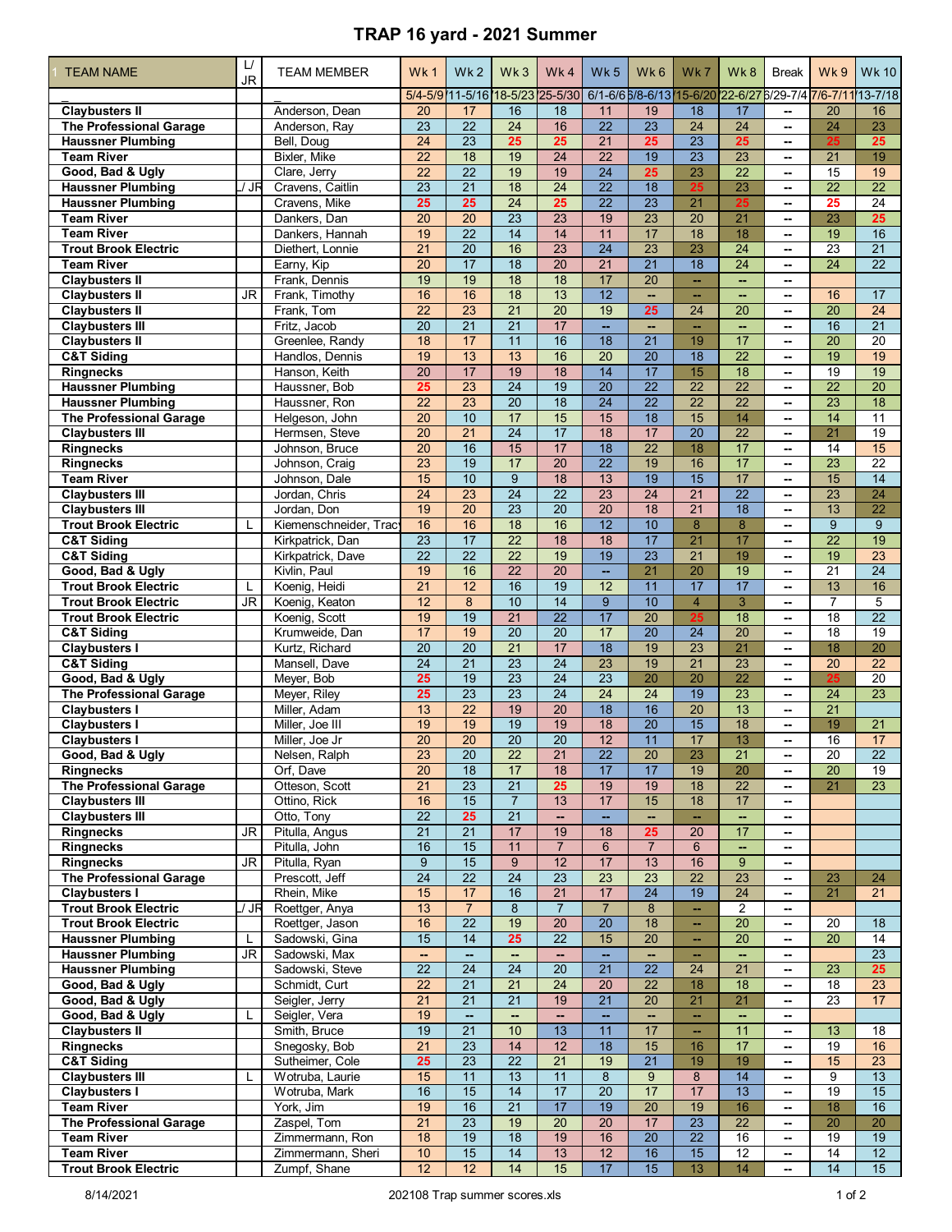# TRAP 16 yard - 2021 Summer

| TEAM NAME | L/ JR | TEAM MEMBER | Wk 1 | Wk 2 | Wk 3 | Wk 4 | Wk 5 | Wk 6 | Wk 7 | Wk 8 | Break | Wk 9 | Wk 10 |
|---|---|---|---|---|---|---|---|---|---|---|---|---|---|
| _ | | _ | 5/4-5/9 | 11-5/16 | 18-5/23 | 25-5/30 | 6/1-6/6 | 6/8-6/13 | 15-6/20 | 22-6/27 | 6/29-7/4 | 7/6-7/11 | 13-7/18 |
| Claybusters II | | Anderson, Dean | 20 | 17 | 16 | 18 | 11 | 19 | 18 | 17 | -- | 20 | 16 |
| The Professional Garage | | Anderson, Ray | 23 | 22 | 24 | 16 | 22 | 23 | 24 | 24 | -- | 24 | 23 |
| Haussner Plumbing | | Bell, Doug | 24 | 23 | 25 | 25 | 21 | 25 | 23 | 25 | -- | 25 | 25 |
| Team River | | Bixler, Mike | 22 | 18 | 19 | 24 | 22 | 19 | 23 | 23 | -- | 21 | 19 |
| Good, Bad & Ugly | | Clare, Jerry | 22 | 22 | 19 | 19 | 24 | 25 | 23 | 22 | -- | 15 | 19 |
| Haussner Plumbing | L/ JR | Cravens, Caitlin | 23 | 21 | 18 | 24 | 22 | 18 | 25 | 23 | -- | 22 | 22 |
| Haussner Plumbing | | Cravens, Mike | 25 | 25 | 24 | 25 | 22 | 23 | 21 | 25 | -- | 25 | 24 |
| Team River | | Dankers, Dan | 20 | 20 | 23 | 23 | 19 | 23 | 20 | 21 | -- | 23 | 25 |
| Team River | | Dankers, Hannah | 19 | 22 | 14 | 14 | 11 | 17 | 18 | 18 | -- | 19 | 16 |
| Trout Brook Electric | | Diethert, Lonnie | 21 | 20 | 16 | 23 | 24 | 23 | 23 | 24 | -- | 23 | 21 |
| Team River | | Earny, Kip | 20 | 17 | 18 | 20 | 21 | 21 | 18 | 24 | -- | 24 | 22 |
| Claybusters II | | Frank, Dennis | 19 | 19 | 18 | 18 | 17 | 20 | -- | -- | -- | | |
| Claybusters II | JR | Frank, Timothy | 16 | 16 | 18 | 13 | 12 | -- | -- | -- | -- | 16 | 17 |
| Claybusters II | | Frank, Tom | 22 | 23 | 21 | 20 | 19 | 25 | 24 | 20 | -- | 20 | 24 |
| Claybusters III | | Fritz, Jacob | 20 | 21 | 21 | 17 | -- | -- | -- | -- | -- | 16 | 21 |
| Claybusters II | | Greenlee, Randy | 18 | 17 | 11 | 16 | 18 | 21 | 19 | 17 | -- | 20 | 20 |
| C&T Siding | | Handlos, Dennis | 19 | 13 | 13 | 16 | 20 | 20 | 18 | 22 | -- | 19 | 19 |
| Ringnecks | | Hanson, Keith | 20 | 17 | 19 | 18 | 14 | 17 | 15 | 18 | -- | 19 | 19 |
| Haussner Plumbing | | Haussner, Bob | 25 | 23 | 24 | 19 | 20 | 22 | 22 | 22 | -- | 22 | 20 |
| Haussner Plumbing | | Haussner, Ron | 22 | 23 | 20 | 18 | 24 | 22 | 22 | 22 | -- | 23 | 18 |
| The Professional Garage | | Helgeson, John | 20 | 10 | 17 | 15 | 15 | 18 | 15 | 14 | -- | 14 | 11 |
| Claybusters III | | Hermsen, Steve | 20 | 21 | 24 | 17 | 18 | 17 | 20 | 22 | -- | 21 | 19 |
| Ringnecks | | Johnson, Bruce | 20 | 16 | 15 | 17 | 18 | 22 | 18 | 17 | -- | 14 | 15 |
| Ringnecks | | Johnson, Craig | 23 | 19 | 17 | 20 | 22 | 19 | 16 | 17 | -- | 23 | 22 |
| Team River | | Johnson, Dale | 15 | 10 | 9 | 18 | 13 | 19 | 15 | 17 | -- | 15 | 14 |
| Claybusters III | | Jordan, Chris | 24 | 23 | 24 | 22 | 23 | 24 | 21 | 22 | -- | 23 | 24 |
| Claybusters III | | Jordan, Don | 19 | 20 | 23 | 20 | 20 | 18 | 21 | 18 | -- | 13 | 22 |
| Trout Brook Electric | L | Kiemenschneider, Tracy | 16 | 16 | 18 | 16 | 12 | 10 | 8 | 8 | -- | 9 | 9 |
| C&T Siding | | Kirkpatrick, Dan | 23 | 17 | 22 | 18 | 18 | 17 | 21 | 17 | -- | 22 | 19 |
| C&T Siding | | Kirkpatrick, Dave | 22 | 22 | 22 | 19 | 19 | 23 | 21 | 19 | -- | 19 | 23 |
| Good, Bad & Ugly | | Kivlin, Paul | 19 | 16 | 22 | 20 | -- | 21 | 20 | 19 | -- | 21 | 24 |
| Trout Brook Electric | L | Koenig, Heidi | 21 | 12 | 16 | 19 | 12 | 11 | 17 | 17 | -- | 13 | 16 |
| Trout Brook Electric | JR | Koenig, Keaton | 12 | 8 | 10 | 14 | 9 | 10 | 4 | 3 | -- | 7 | 5 |
| Trout Brook Electric | | Koenig, Scott | 19 | 19 | 21 | 22 | 17 | 20 | 25 | 18 | -- | 18 | 22 |
| C&T Siding | | Krumweide, Dan | 17 | 19 | 20 | 20 | 17 | 20 | 24 | 20 | -- | 18 | 19 |
| Claybusters I | | Kurtz, Richard | 20 | 20 | 21 | 17 | 18 | 19 | 23 | 21 | -- | 18 | 20 |
| C&T Siding | | Mansell, Dave | 24 | 21 | 23 | 24 | 23 | 19 | 21 | 23 | -- | 20 | 22 |
| Good, Bad & Ugly | | Meyer, Bob | 25 | 19 | 23 | 24 | 23 | 20 | 20 | 22 | -- | 25 | 20 |
| The Professional Garage | | Meyer, Riley | 25 | 23 | 23 | 24 | 24 | 24 | 19 | 23 | -- | 24 | 23 |
| Claybusters I | | Miller, Adam | 13 | 22 | 19 | 20 | 18 | 16 | 20 | 13 | -- | 21 | |
| Claybusters I | | Miller, Joe III | 19 | 19 | 19 | 19 | 18 | 20 | 15 | 18 | -- | 19 | 21 |
| Claybusters I | | Miller, Joe Jr | 20 | 20 | 20 | 20 | 12 | 11 | 17 | 13 | -- | 16 | 17 |
| Good, Bad & Ugly | | Nelsen, Ralph | 23 | 20 | 22 | 21 | 22 | 20 | 23 | 21 | -- | 20 | 22 |
| Ringnecks | | Orf, Dave | 20 | 18 | 17 | 18 | 17 | 17 | 19 | 20 | -- | 20 | 19 |
| The Professional Garage | | Otteson, Scott | 21 | 23 | 21 | 25 | 19 | 19 | 18 | 22 | -- | 21 | 23 |
| Claybusters III | | Ottino, Rick | 16 | 15 | 7 | 13 | 17 | 15 | 18 | 17 | -- | | |
| Claybusters III | | Otto, Tony | 22 | 25 | 21 | -- | -- | -- | -- | -- | -- | | |
| Ringnecks | JR | Pitulla, Angus | 21 | 21 | 17 | 19 | 18 | 25 | 20 | 17 | -- | | |
| Ringnecks | | Pitulla, John | 16 | 15 | 11 | 7 | 6 | 7 | 6 | -- | -- | | |
| Ringnecks | JR | Pitulla, Ryan | 9 | 15 | 9 | 12 | 17 | 13 | 16 | 9 | -- | | |
| The Professional Garage | | Prescott, Jeff | 24 | 22 | 24 | 23 | 23 | 23 | 22 | 23 | -- | 23 | 24 |
| Claybusters I | | Rhein, Mike | 15 | 17 | 16 | 21 | 17 | 24 | 19 | 24 | -- | 21 | 21 |
| Trout Brook Electric | L/ JR | Roettger, Anya | 13 | 7 | 8 | 7 | 7 | 8 | -- | 2 | -- | | |
| Trout Brook Electric | | Roettger, Jason | 16 | 22 | 19 | 20 | 20 | 18 | -- | 20 | -- | 20 | 18 |
| Haussner Plumbing | L | Sadowski, Gina | 15 | 14 | 25 | 22 | 15 | 20 | -- | 20 | -- | 20 | 14 |
| Haussner Plumbing | JR | Sadowski, Max | -- | -- | -- | -- | -- | -- | -- | -- | -- | | 23 |
| Haussner Plumbing | | Sadowski, Steve | 22 | 24 | 24 | 20 | 21 | 22 | 24 | 21 | -- | 23 | 25 |
| Good, Bad & Ugly | | Schmidt, Curt | 22 | 21 | 21 | 24 | 20 | 22 | 18 | 18 | -- | 18 | 23 |
| Good, Bad & Ugly | | Seigler, Jerry | 21 | 21 | 21 | 19 | 21 | 20 | 21 | 21 | -- | 23 | 17 |
| Good, Bad & Ugly | L | Seigler, Vera | 19 | -- | -- | -- | -- | -- | -- | -- | -- | | |
| Claybusters II | | Smith, Bruce | 19 | 21 | 10 | 13 | 11 | 17 | -- | 11 | -- | 13 | 18 |
| Ringnecks | | Snegosky, Bob | 21 | 23 | 14 | 12 | 18 | 15 | 16 | 17 | -- | 19 | 16 |
| C&T Siding | | Sutheimer, Cole | 25 | 23 | 22 | 21 | 19 | 21 | 19 | 19 | -- | 15 | 23 |
| Claybusters III | L | Wotruba, Laurie | 15 | 11 | 13 | 11 | 8 | 9 | 8 | 14 | -- | 9 | 13 |
| Claybusters I | | Wotruba, Mark | 16 | 15 | 14 | 17 | 20 | 17 | 17 | 13 | -- | 19 | 15 |
| Team River | | York, Jim | 19 | 16 | 21 | 17 | 19 | 20 | 19 | 16 | -- | 18 | 16 |
| The Professional Garage | | Zaspel, Tom | 21 | 23 | 19 | 20 | 20 | 17 | 23 | 22 | -- | 20 | 20 |
| Team River | | Zimmermann, Ron | 18 | 19 | 18 | 19 | 16 | 20 | 22 | 16 | -- | 19 | 19 |
| Team River | | Zimmermann, Sheri | 10 | 15 | 14 | 13 | 12 | 16 | 15 | 12 | -- | 14 | 12 |
| Trout Brook Electric | | Zumpf, Shane | 12 | 12 | 14 | 15 | 17 | 15 | 13 | 14 | -- | 14 | 15 |

8/14/2021 202108 Trap summer scores.xls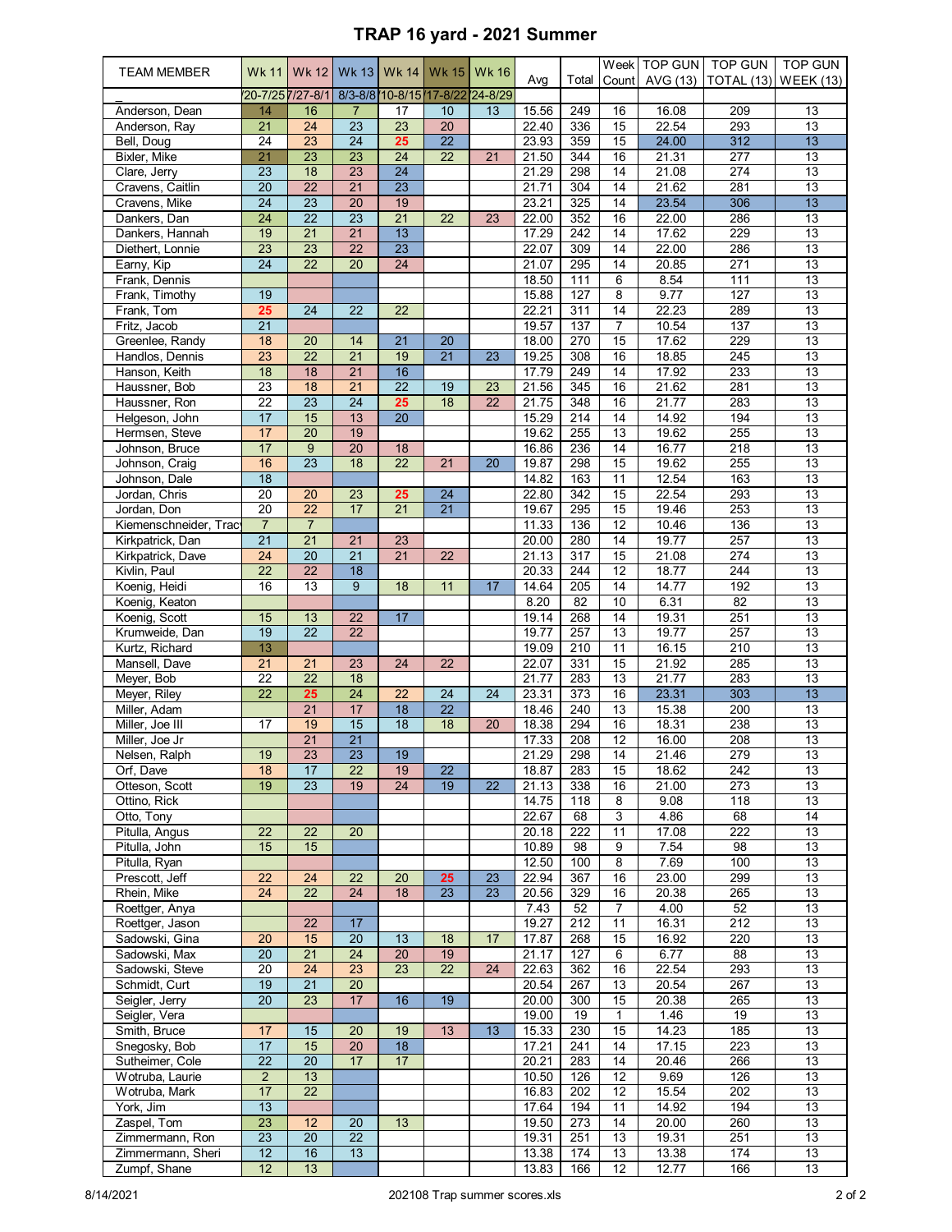# TRAP 16 yard - 2021 Summer

| TEAM MEMBER | Wk 11 | Wk 12 | Wk 13 | Wk 14 | Wk 15 | Wk 16 | Avg | Total | Week Count | TOP GUN AVG (13) | TOP GUN TOTAL (13) | TOP GUN WEEK (13) |
|---|---|---|---|---|---|---|---|---|---|---|---|---|
| _ | '20-7/25 | 7/27-8/1 | 8/3-8/8 | 10-8/15 | 17-8/22 | 24-8/29 | | | | | | |
| Anderson, Dean | 14 | 16 | 7 | 17 | 10 | 13 | 15.56 | 249 | 16 | 16.08 | 209 | 13 |
| Anderson, Ray | 21 | 24 | 23 | 23 | 20 | | 22.40 | 336 | 15 | 22.54 | 293 | 13 |
| Bell, Doug | 24 | 23 | 24 | 25 | 22 | | 23.93 | 359 | 15 | 24.00 | 312 | 13 |
| Bixler, Mike | 21 | 23 | 23 | 24 | 22 | 21 | 21.50 | 344 | 16 | 21.31 | 277 | 13 |
| Clare, Jerry | 23 | 18 | 23 | 24 | | | 21.29 | 298 | 14 | 21.08 | 274 | 13 |
| Cravens, Caitlin | 20 | 22 | 21 | 23 | | | 21.71 | 304 | 14 | 21.62 | 281 | 13 |
| Cravens, Mike | 24 | 23 | 20 | 19 | | | 23.21 | 325 | 14 | 23.54 | 306 | 13 |
| Dankers, Dan | 24 | 22 | 23 | 21 | 22 | 23 | 22.00 | 352 | 16 | 22.00 | 286 | 13 |
| Dankers, Hannah | 19 | 21 | 21 | 13 | | | 17.29 | 242 | 14 | 17.62 | 229 | 13 |
| Diethert, Lonnie | 23 | 23 | 22 | 23 | | | 22.07 | 309 | 14 | 22.00 | 286 | 13 |
| Earny, Kip | 24 | 22 | 20 | 24 | | | 21.07 | 295 | 14 | 20.85 | 271 | 13 |
| Frank, Dennis | | | | | | | 18.50 | 111 | 6 | 8.54 | 111 | 13 |
| Frank, Timothy | 19 | | | | | | 15.88 | 127 | 8 | 9.77 | 127 | 13 |
| Frank, Tom | 25 | 24 | 22 | 22 | | | 22.21 | 311 | 14 | 22.23 | 289 | 13 |
| Fritz, Jacob | 21 | | | | | | 19.57 | 137 | 7 | 10.54 | 137 | 13 |
| Greenlee, Randy | 18 | 20 | 14 | 21 | 20 | | 18.00 | 270 | 15 | 17.62 | 229 | 13 |
| Handlos, Dennis | 23 | 22 | 21 | 19 | 21 | 23 | 19.25 | 308 | 16 | 18.85 | 245 | 13 |
| Hanson, Keith | 18 | 18 | 21 | 16 | | | 17.79 | 249 | 14 | 17.92 | 233 | 13 |
| Haussner, Bob | 23 | 18 | 21 | 22 | 19 | 23 | 21.56 | 345 | 16 | 21.62 | 281 | 13 |
| Haussner, Ron | 22 | 23 | 24 | 25 | 18 | 22 | 21.75 | 348 | 16 | 21.77 | 283 | 13 |
| Helgeson, John | 17 | 15 | 13 | 20 | | | 15.29 | 214 | 14 | 14.92 | 194 | 13 |
| Hermsen, Steve | 17 | 20 | 19 | | | | 19.62 | 255 | 13 | 19.62 | 255 | 13 |
| Johnson, Bruce | 17 | 9 | 20 | 18 | | | 16.86 | 236 | 14 | 16.77 | 218 | 13 |
| Johnson, Craig | 16 | 23 | 18 | 22 | 21 | 20 | 19.87 | 298 | 15 | 19.62 | 255 | 13 |
| Johnson, Dale | 18 | | | | | | 14.82 | 163 | 11 | 12.54 | 163 | 13 |
| Jordan, Chris | 20 | 20 | 23 | 25 | 24 | | 22.80 | 342 | 15 | 22.54 | 293 | 13 |
| Jordan, Don | 20 | 22 | 17 | 21 | 21 | | 19.67 | 295 | 15 | 19.46 | 253 | 13 |
| Kiemenschneider, Tracy | 7 | 7 | | | | | 11.33 | 136 | 12 | 10.46 | 136 | 13 |
| Kirkpatrick, Dan | 21 | 21 | 21 | 23 | | | 20.00 | 280 | 14 | 19.77 | 257 | 13 |
| Kirkpatrick, Dave | 24 | 20 | 21 | 21 | 22 | | 21.13 | 317 | 15 | 21.08 | 274 | 13 |
| Kivlin, Paul | 22 | 22 | 18 | | | | 20.33 | 244 | 12 | 18.77 | 244 | 13 |
| Koenig, Heidi | 16 | 13 | 9 | 18 | 11 | 17 | 14.64 | 205 | 14 | 14.77 | 192 | 13 |
| Koenig, Keaton | | | | | | | 8.20 | 82 | 10 | 6.31 | 82 | 13 |
| Koenig, Scott | 15 | 13 | 22 | 17 | | | 19.14 | 268 | 14 | 19.31 | 251 | 13 |
| Krumweide, Dan | 19 | 22 | 22 | | | | 19.77 | 257 | 13 | 19.77 | 257 | 13 |
| Kurtz, Richard | 13 | | | | | | 19.09 | 210 | 11 | 16.15 | 210 | 13 |
| Mansell, Dave | 21 | 21 | 23 | 24 | 22 | | 22.07 | 331 | 15 | 21.92 | 285 | 13 |
| Meyer, Bob | 22 | 22 | 18 | | | | 21.77 | 283 | 13 | 21.77 | 283 | 13 |
| Meyer, Riley | 22 | 25 | 24 | 22 | 24 | 24 | 23.31 | 373 | 16 | 23.31 | 303 | 13 |
| Miller, Adam | | 21 | 17 | 18 | 22 | | 18.46 | 240 | 13 | 15.38 | 200 | 13 |
| Miller, Joe III | 17 | 19 | 15 | 18 | 18 | 20 | 18.38 | 294 | 16 | 18.31 | 238 | 13 |
| Miller, Joe Jr | | 21 | 21 | | | | 17.33 | 208 | 12 | 16.00 | 208 | 13 |
| Nelsen, Ralph | 19 | 23 | 23 | 19 | | | 21.29 | 298 | 14 | 21.46 | 279 | 13 |
| Orf, Dave | 18 | 17 | 22 | 19 | 22 | | 18.87 | 283 | 15 | 18.62 | 242 | 13 |
| Otteson, Scott | 19 | 23 | 19 | 24 | 19 | 22 | 21.13 | 338 | 16 | 21.00 | 273 | 13 |
| Ottino, Rick | | | | | | | 14.75 | 118 | 8 | 9.08 | 118 | 13 |
| Otto, Tony | | | | | | | 22.67 | 68 | 3 | 4.86 | 68 | 14 |
| Pitulla, Angus | 22 | 22 | 20 | | | | 20.18 | 222 | 11 | 17.08 | 222 | 13 |
| Pitulla, John | 15 | 15 | | | | | 10.89 | 98 | 9 | 7.54 | 98 | 13 |
| Pitulla, Ryan | | | | | | | 12.50 | 100 | 8 | 7.69 | 100 | 13 |
| Prescott, Jeff | 22 | 24 | 22 | 20 | 25 | 23 | 22.94 | 367 | 16 | 23.00 | 299 | 13 |
| Rhein, Mike | 24 | 22 | 24 | 18 | 23 | 23 | 20.56 | 329 | 16 | 20.38 | 265 | 13 |
| Roettger, Anya | | | | | | | 7.43 | 52 | 7 | 4.00 | 52 | 13 |
| Roettger, Jason | | 22 | 17 | | | | 19.27 | 212 | 11 | 16.31 | 212 | 13 |
| Sadowski, Gina | 20 | 15 | 20 | 13 | 18 | 17 | 17.87 | 268 | 15 | 16.92 | 220 | 13 |
| Sadowski, Max | 20 | 21 | 24 | 20 | 19 | | 21.17 | 127 | 6 | 6.77 | 88 | 13 |
| Sadowski, Steve | 20 | 24 | 23 | 23 | 22 | 24 | 22.63 | 362 | 16 | 22.54 | 293 | 13 |
| Schmidt, Curt | 19 | 21 | 20 | | | | 20.54 | 267 | 13 | 20.54 | 267 | 13 |
| Seigler, Jerry | 20 | 23 | 17 | 16 | 19 | | 20.00 | 300 | 15 | 20.38 | 265 | 13 |
| Seigler, Vera | | | | | | | 19.00 | 19 | 1 | 1.46 | 19 | 13 |
| Smith, Bruce | 17 | 15 | 20 | 19 | 13 | 13 | 15.33 | 230 | 15 | 14.23 | 185 | 13 |
| Snegosky, Bob | 17 | 15 | 20 | 18 | | | 17.21 | 241 | 14 | 17.15 | 223 | 13 |
| Sutheimer, Cole | 22 | 20 | 17 | 17 | | | 20.21 | 283 | 14 | 20.46 | 266 | 13 |
| Wotruba, Laurie | 2 | 13 | | | | | 10.50 | 126 | 12 | 9.69 | 126 | 13 |
| Wotruba, Mark | 17 | 22 | | | | | 16.83 | 202 | 12 | 15.54 | 202 | 13 |
| York, Jim | 13 | | | | | | 17.64 | 194 | 11 | 14.92 | 194 | 13 |
| Zaspel, Tom | 23 | 12 | 20 | 13 | | | 19.50 | 273 | 14 | 20.00 | 260 | 13 |
| Zimmermann, Ron | 23 | 20 | 22 | | | | 19.31 | 251 | 13 | 19.31 | 251 | 13 |
| Zimmermann, Sheri | 12 | 16 | 13 | | | | 13.38 | 174 | 13 | 13.38 | 174 | 13 |
| Zumpf, Shane | 12 | 13 | | | | | 13.83 | 166 | 12 | 12.77 | 166 | 13 |

8/14/2021 202108 Trap summer scores.xls